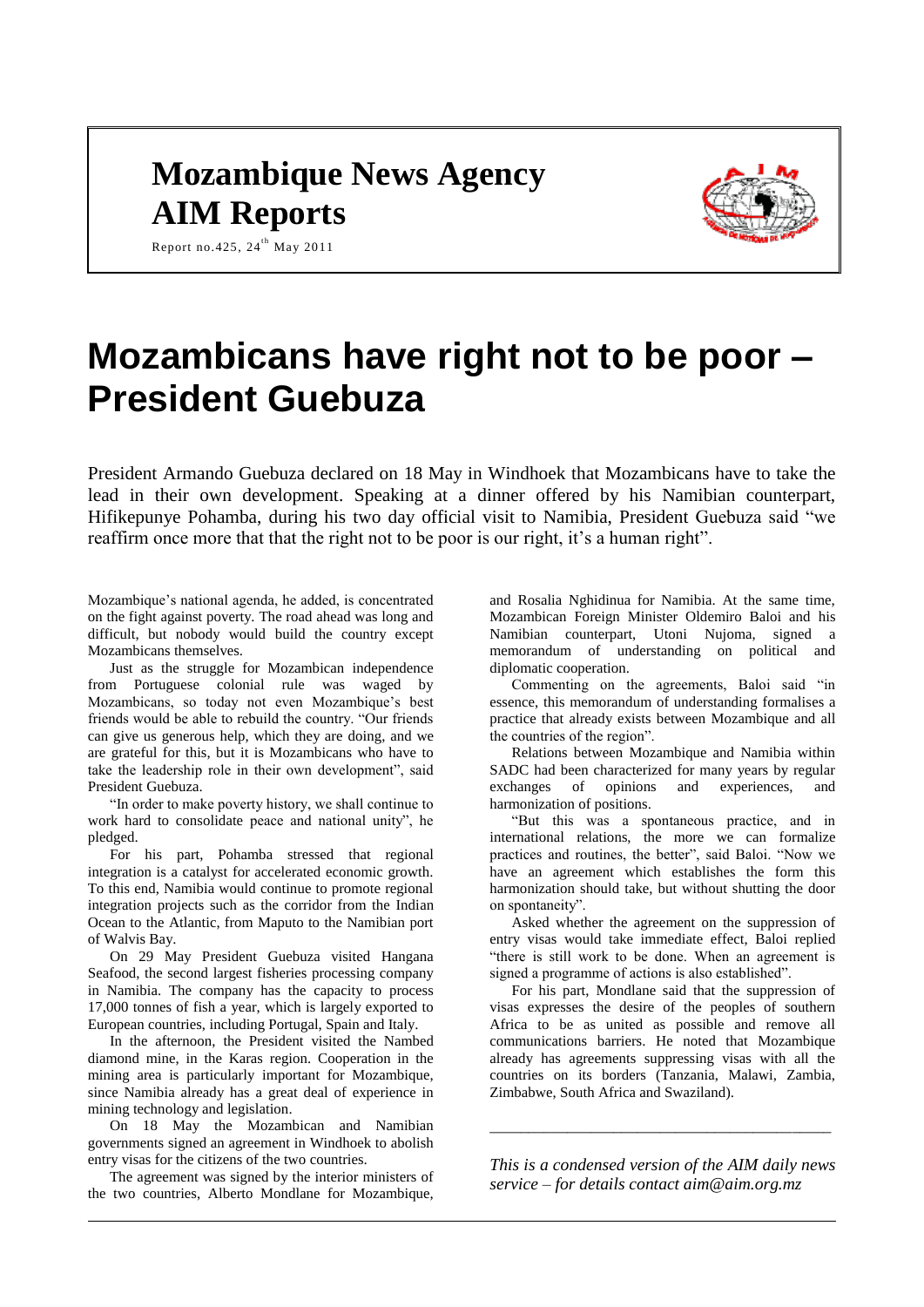# Mozambique News Agency

# AIM Reports

Report no.425, 24th May 2011

# Mozambicans have right not to be poor – President Guebuza

President Armando Guebuza declared on 18 May in Windhoek that Mozambicans have to take the lead in their own development. Speaking at a dinner offered by his Namibian counterpart, Hifikepunye Pohamba, during his two day official visit to Namibia, President Guebuza said "we reaffirm once more that that the right not to be poor is our right, it's a human right".

Mozambique's national agenda, he added, is concentrated on the fight against poverty. The road ahead was long and difficult, but nobody would build the country except Mozambicans themselves.

Just as the struggle for Mozambican independence from Portuguese colonial rule was waged by Mozambicans, so today not even Mozambique's best friends would be able to rebuild the country. "Our friends can give us generous help, which they are doing, and we are grateful for this, but it is Mozambicans who have to take the leadership role in their own development", said President Guebuza.

"In order to make poverty history, we shall continue to work hard to consolidate peace and national unity", he pledged.

For his part, Pohamba stressed that regional integration is a catalyst for accelerated economic growth. To this end, Namibia would continue to promote regional integration projects such as the corridor from the Indian Ocean to the Atlantic, from Maputo to the Namibian port of Walvis Bay.

On 29 May President Guebuza visited Hangana Seafood, the second largest fisheries processing company in Namibia. The company has the capacity to process 17,000 tonnes of fish a year, which is largely exported to European countries, including Portugal, Spain and Italy.

In the afternoon, the President visited the Nambed diamond mine, in the Karas region. Cooperation in the mining area is particularly important for Mozambique, since Namibia already has a great deal of experience in mining technology and legislation.

On 18 May the Mozambican and Namibian governments signed an agreement in Windhoek to abolish entry visas for the citizens of the two countries.

The agreement was signed by the interior ministers of the two countries, Alberto Mondlane for Mozambique, and Rosalia Nghidinua for Namibia. At the same time, Mozambican Foreign Minister Oldemiro Baloi and his Namibian counterpart, Utoni Nujoma, signed a memorandum of understanding on political and diplomatic cooperation.

Commenting on the agreements, Baloi said "in essence, this memorandum of understanding formalises a practice that already exists between Mozambique and all the countries of the region".

Relations between Mozambique and Namibia within SADC had been characterized for many years by regular exchanges of opinions and experiences, and harmonization of positions.

"But this was a spontaneous practice, and in international relations, the more we can formalize practices and routines, the better", said Baloi. "Now we have an agreement which establishes the form this harmonization should take, but without shutting the door on spontaneity".

Asked whether the agreement on the suppression of entry visas would take immediate effect, Baloi replied "there is still work to be done. When an agreement is signed a programme of actions is also established".

For his part, Mondlane said that the suppression of visas expresses the desire of the peoples of southern Africa to be as united as possible and remove all communications barriers. He noted that Mozambique already has agreements suppressing visas with all the countries on its borders (Tanzania, Malawi, Zambia, Zimbabwe, South Africa and Swaziland).

---

*This is a condensed version of the AIM daily news service – for details contact aim@aim.org.mz*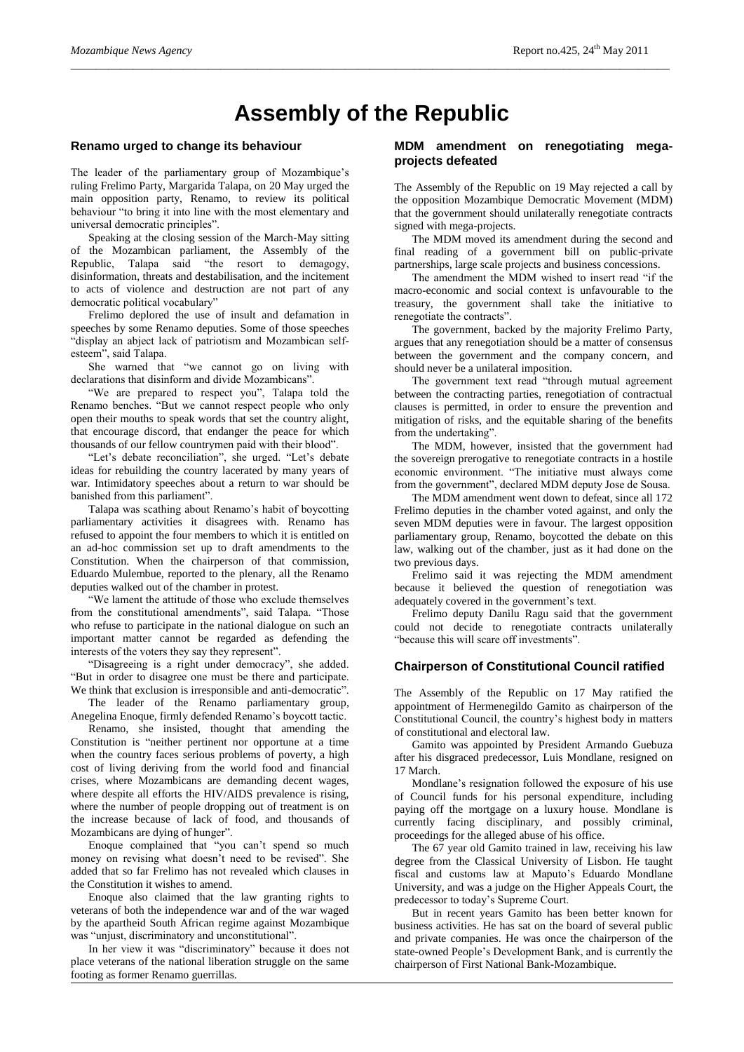# Assembly of the Republic

## Renamo urged to change its behaviour

The leader of the parliamentary group of Mozambique's ruling Frelimo Party, Margarida Talapa, on 20 May urged the main opposition party, Renamo, to review its political behaviour "to bring it into line with the most elementary and universal democratic principles".

Speaking at the closing session of the March-May sitting of the Mozambican parliament, the Assembly of the Republic, Talapa said "the resort to demagogy, disinformation, threats and destabilisation, and the incitement to acts of violence and destruction are not part of any democratic political vocabulary"

Frelimo deplored the use of insult and defamation in speeches by some Renamo deputies. Some of those speeches "display an abject lack of patriotism and Mozambican self-esteem", said Talapa.

She warned that "we cannot go on living with declarations that disinform and divide Mozambicans".

"We are prepared to respect you", Talapa told the Renamo benches. "But we cannot respect people who only open their mouths to speak words that set the country alight, that encourage discord, that endanger the peace for which thousands of our fellow countrymen paid with their blood".

"Let's debate reconciliation", she urged. "Let's debate ideas for rebuilding the country lacerated by many years of war. Intimidatory speeches about a return to war should be banished from this parliament".

Talapa was scathing about Renamo's habit of boycotting parliamentary activities it disagrees with. Renamo has refused to appoint the four members to which it is entitled on an ad-hoc commission set up to draft amendments to the Constitution. When the chairperson of that commission, Eduardo Mulembue, reported to the plenary, all the Renamo deputies walked out of the chamber in protest.

"We lament the attitude of those who exclude themselves from the constitutional amendments", said Talapa. "Those who refuse to participate in the national dialogue on such an important matter cannot be regarded as defending the interests of the voters they say they represent".

"Disagreeing is a right under democracy", she added. "But in order to disagree one must be there and participate. We think that exclusion is irresponsible and anti-democratic".

The leader of the Renamo parliamentary group, Anegelina Enoque, firmly defended Renamo's boycott tactic.

Renamo, she insisted, thought that amending the Constitution is "neither pertinent nor opportune at a time when the country faces serious problems of poverty, a high cost of living deriving from the world food and financial crises, where Mozambicans are demanding decent wages, where despite all efforts the HIV/AIDS prevalence is rising, where the number of people dropping out of treatment is on the increase because of lack of food, and thousands of Mozambicans are dying of hunger".

Enoque complained that "you can't spend so much money on revising what doesn't need to be revised". She added that so far Frelimo has not revealed which clauses in the Constitution it wishes to amend.

Enoque also claimed that the law granting rights to veterans of both the independence war and of the war waged by the apartheid South African regime against Mozambique was "unjust, discriminatory and unconstitutional".

In her view it was "discriminatory" because it does not place veterans of the national liberation struggle on the same footing as former Renamo guerrillas.

## MDM amendment on renegotiating mega-projects defeated

The Assembly of the Republic on 19 May rejected a call by the opposition Mozambique Democratic Movement (MDM) that the government should unilaterally renegotiate contracts signed with mega-projects.

The MDM moved its amendment during the second and final reading of a government bill on public-private partnerships, large scale projects and business concessions.

The amendment the MDM wished to insert read "if the macro-economic and social context is unfavourable to the treasury, the government shall take the initiative to renegotiate the contracts".

The government, backed by the majority Frelimo Party, argues that any renegotiation should be a matter of consensus between the government and the company concern, and should never be a unilateral imposition.

The government text read "through mutual agreement between the contracting parties, renegotiation of contractual clauses is permitted, in order to ensure the prevention and mitigation of risks, and the equitable sharing of the benefits from the undertaking".

The MDM, however, insisted that the government had the sovereign prerogative to renegotiate contracts in a hostile economic environment. "The initiative must always come from the government", declared MDM deputy Jose de Sousa.

The MDM amendment went down to defeat, since all 172 Frelimo deputies in the chamber voted against, and only the seven MDM deputies were in favour. The largest opposition parliamentary group, Renamo, boycotted the debate on this law, walking out of the chamber, just as it had done on the two previous days.

Frelimo said it was rejecting the MDM amendment because it believed the question of renegotiation was adequately covered in the government's text.

Frelimo deputy Danilu Ragu said that the government could not decide to renegotiate contracts unilaterally "because this will scare off investments".

## Chairperson of Constitutional Council ratified

The Assembly of the Republic on 17 May ratified the appointment of Hermenegildo Gamito as chairperson of the Constitutional Council, the country's highest body in matters of constitutional and electoral law.

Gamito was appointed by President Armando Guebuza after his disgraced predecessor, Luis Mondlane, resigned on 17 March.

Mondlane's resignation followed the exposure of his use of Council funds for his personal expenditure, including paying off the mortgage on a luxury house. Mondlane is currently facing disciplinary, and possibly criminal, proceedings for the alleged abuse of his office.

The 67 year old Gamito trained in law, receiving his law degree from the Classical University of Lisbon. He taught fiscal and customs law at Maputo's Eduardo Mondlane University, and was a judge on the Higher Appeals Court, the predecessor to today's Supreme Court.

But in recent years Gamito has been better known for business activities. He has sat on the board of several public and private companies. He was once the chairperson of the state-owned People's Development Bank, and is currently the chairperson of First National Bank-Mozambique.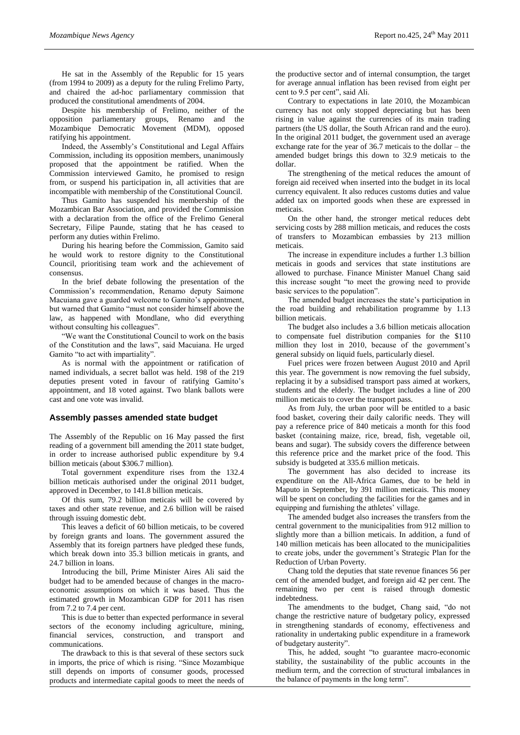He sat in the Assembly of the Republic for 15 years (from 1994 to 2009) as a deputy for the ruling Frelimo Party, and chaired the ad-hoc parliamentary commission that produced the constitutional amendments of 2004.

Despite his membership of Frelimo, neither of the opposition parliamentary groups, Renamo and the Mozambique Democratic Movement (MDM), opposed ratifying his appointment.

Indeed, the Assembly's Constitutional and Legal Affairs Commission, including its opposition members, unanimously proposed that the appointment be ratified. When the Commission interviewed Gamito, he promised to resign from, or suspend his participation in, all activities that are incompatible with membership of the Constitutional Council.

Thus Gamito has suspended his membership of the Mozambican Bar Association, and provided the Commission with a declaration from the office of the Frelimo General Secretary, Filipe Paunde, stating that he has ceased to perform any duties within Frelimo.

During his hearing before the Commission, Gamito said he would work to restore dignity to the Constitutional Council, prioritising team work and the achievement of consensus.

In the brief debate following the presentation of the Commission's recommendation, Renamo deputy Saimone Macuiana gave a guarded welcome to Gamito's appointment, but warned that Gamito "must not consider himself above the law, as happened with Mondlane, who did everything without consulting his colleagues".

"We want the Constitutional Council to work on the basis of the Constitution and the laws", said Macuiana. He urged Gamito "to act with impartiality".

As is normal with the appointment or ratification of named individuals, a secret ballot was held. 198 of the 219 deputies present voted in favour of ratifying Gamito's appointment, and 18 voted against. Two blank ballots were cast and one vote was invalid.

## Assembly passes amended state budget

The Assembly of the Republic on 16 May passed the first reading of a government bill amending the 2011 state budget, in order to increase authorised public expenditure by 9.4 billion meticais (about $306.7 million).

Total government expenditure rises from the 132.4 billion meticais authorised under the original 2011 budget, approved in December, to 141.8 billion meticais.

Of this sum, 79.2 billion meticais will be covered by taxes and other state revenue, and 2.6 billion will be raised through issuing domestic debt.

This leaves a deficit of 60 billion meticais, to be covered by foreign grants and loans. The government assured the Assembly that its foreign partners have pledged these funds, which break down into 35.3 billion meticais in grants, and 24.7 billion in loans.

Introducing the bill, Prime Minister Aires Ali said the budget had to be amended because of changes in the macro-economic assumptions on which it was based. Thus the estimated growth in Mozambican GDP for 2011 has risen from 7.2 to 7.4 per cent.

This is due to better than expected performance in several sectors of the economy including agriculture, mining, financial services, construction, and transport and communications.

The drawback to this is that several of these sectors suck in imports, the price of which is rising. "Since Mozambique still depends on imports of consumer goods, processed products and intermediate capital goods to meet the needs of the productive sector and of internal consumption, the target for average annual inflation has been revised from eight per cent to 9.5 per cent", said Ali.

Contrary to expectations in late 2010, the Mozambican currency has not only stopped depreciating but has been rising in value against the currencies of its main trading partners (the US dollar, the South African rand and the euro). In the original 2011 budget, the government used an average exchange rate for the year of 36.7 meticais to the dollar – the amended budget brings this down to 32.9 meticais to the dollar.

The strengthening of the metical reduces the amount of foreign aid received when inserted into the budget in its local currency equivalent. It also reduces customs duties and value added tax on imported goods when these are expressed in meticais.

On the other hand, the stronger metical reduces debt servicing costs by 288 million meticais, and reduces the costs of transfers to Mozambican embassies by 213 million meticais.

The increase in expenditure includes a further 1.3 billion meticais in goods and services that state institutions are allowed to purchase. Finance Minister Manuel Chang said this increase sought "to meet the growing need to provide basic services to the population".

The amended budget increases the state's participation in the road building and rehabilitation programme by 1.13 billion meticais.

The budget also includes a 3.6 billion meticais allocation to compensate fuel distribution companies for the $110 million they lost in 2010, because of the government's general subsidy on liquid fuels, particularly diesel.

Fuel prices were frozen between August 2010 and April this year. The government is now removing the fuel subsidy, replacing it by a subsidised transport pass aimed at workers, students and the elderly. The budget includes a line of 200 million meticais to cover the transport pass.

As from July, the urban poor will be entitled to a basic food basket, covering their daily calorific needs. They will pay a reference price of 840 meticais a month for this food basket (containing maize, rice, bread, fish, vegetable oil, beans and sugar). The subsidy covers the difference between this reference price and the market price of the food. This subsidy is budgeted at 335.6 million meticais.

The government has also decided to increase its expenditure on the All-Africa Games, due to be held in Maputo in September, by 391 million meticais. This money will be spent on concluding the facilities for the games and in equipping and furnishing the athletes' village.

The amended budget also increases the transfers from the central government to the municipalities from 912 million to slightly more than a billion meticais. In addition, a fund of 140 million meticais has been allocated to the municipalities to create jobs, under the government's Strategic Plan for the Reduction of Urban Poverty.

Chang told the deputies that state revenue finances 56 per cent of the amended budget, and foreign aid 42 per cent. The remaining two per cent is raised through domestic indebtedness.

The amendments to the budget, Chang said, "do not change the restrictive nature of budgetary policy, expressed in strengthening standards of economy, effectiveness and rationality in undertaking public expenditure in a framework of budgetary austerity".

This, he added, sought "to guarantee macro-economic stability, the sustainability of the public accounts in the medium term, and the correction of structural imbalances in the balance of payments in the long term".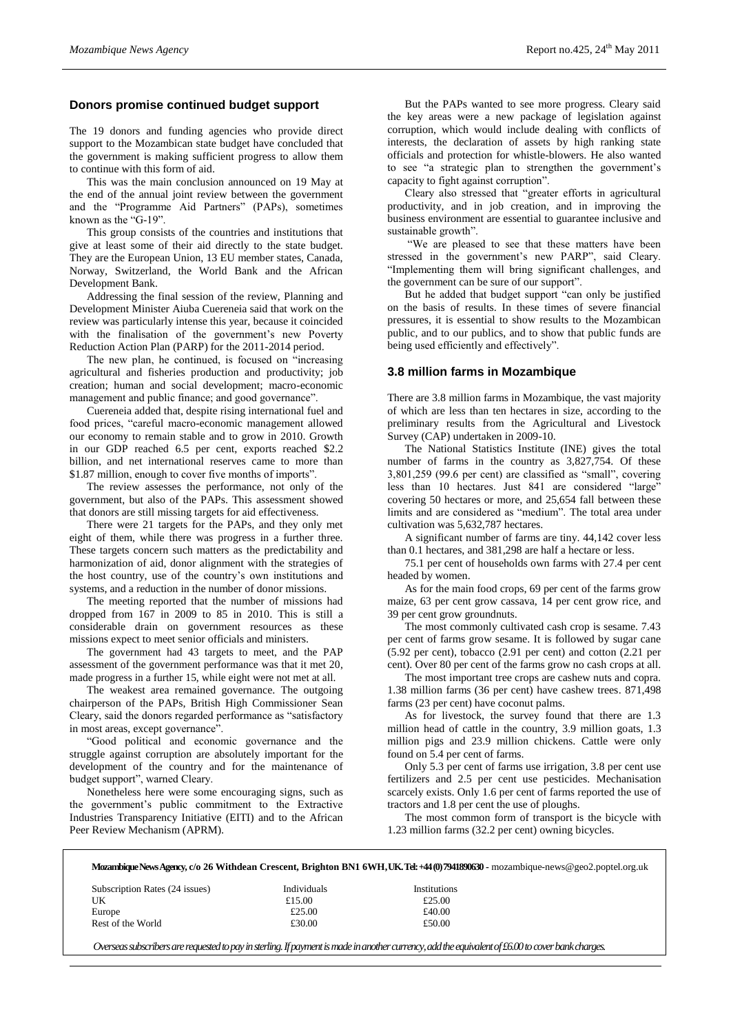## Donors promise continued budget support

The 19 donors and funding agencies who provide direct support to the Mozambican state budget have concluded that the government is making sufficient progress to allow them to continue with this form of aid.

This was the main conclusion announced on 19 May at the end of the annual joint review between the government and the "Programme Aid Partners" (PAPs), sometimes known as the "G-19".

This group consists of the countries and institutions that give at least some of their aid directly to the state budget. They are the European Union, 13 EU member states, Canada, Norway, Switzerland, the World Bank and the African Development Bank.

Addressing the final session of the review, Planning and Development Minister Aiuba Cuereneia said that work on the review was particularly intense this year, because it coincided with the finalisation of the government's new Poverty Reduction Action Plan (PARP) for the 2011-2014 period.

The new plan, he continued, is focused on "increasing agricultural and fisheries production and productivity; job creation; human and social development; macro-economic management and public finance; and good governance".

Cuereneia added that, despite rising international fuel and food prices, "careful macro-economic management allowed our economy to remain stable and to grow in 2010. Growth in our GDP reached 6.5 per cent, exports reached \$2.2 billion, and net international reserves came to more than \$1.87 million, enough to cover five months of imports".

The review assesses the performance, not only of the government, but also of the PAPs. This assessment showed that donors are still missing targets for aid effectiveness.

There were 21 targets for the PAPs, and they only met eight of them, while there was progress in a further three. These targets concern such matters as the predictability and harmonization of aid, donor alignment with the strategies of the host country, use of the country's own institutions and systems, and a reduction in the number of donor missions.

The meeting reported that the number of missions had dropped from 167 in 2009 to 85 in 2010. This is still a considerable drain on government resources as these missions expect to meet senior officials and ministers.

The government had 43 targets to meet, and the PAP assessment of the government performance was that it met 20, made progress in a further 15, while eight were not met at all.

The weakest area remained governance. The outgoing chairperson of the PAPs, British High Commissioner Sean Cleary, said the donors regarded performance as "satisfactory in most areas, except governance".

"Good political and economic governance and the struggle against corruption are absolutely important for the development of the country and for the maintenance of budget support", warned Cleary.

Nonetheless here were some encouraging signs, such as the government's public commitment to the Extractive Industries Transparency Initiative (EITI) and to the African Peer Review Mechanism (APRM).

But the PAPs wanted to see more progress. Cleary said the key areas were a new package of legislation against corruption, which would include dealing with conflicts of interests, the declaration of assets by high ranking state officials and protection for whistle-blowers. He also wanted to see "a strategic plan to strengthen the government's capacity to fight against corruption".

Cleary also stressed that "greater efforts in agricultural productivity, and in job creation, and in improving the business environment are essential to guarantee inclusive and sustainable growth".

"We are pleased to see that these matters have been stressed in the government's new PARP", said Cleary. "Implementing them will bring significant challenges, and the government can be sure of our support".

But he added that budget support "can only be justified on the basis of results. In these times of severe financial pressures, it is essential to show results to the Mozambican public, and to our publics, and to show that public funds are being used efficiently and effectively".

## 3.8 million farms in Mozambique

There are 3.8 million farms in Mozambique, the vast majority of which are less than ten hectares in size, according to the preliminary results from the Agricultural and Livestock Survey (CAP) undertaken in 2009-10.

The National Statistics Institute (INE) gives the total number of farms in the country as 3,827,754. Of these 3,801,259 (99.6 per cent) are classified as "small", covering less than 10 hectares. Just 841 are considered "large" covering 50 hectares or more, and 25,654 fall between these limits and are considered as "medium". The total area under cultivation was 5,632,787 hectares.

A significant number of farms are tiny. 44,142 cover less than 0.1 hectares, and 381,298 are half a hectare or less.

75.1 per cent of households own farms with 27.4 per cent headed by women.

As for the main food crops, 69 per cent of the farms grow maize, 63 per cent grow cassava, 14 per cent grow rice, and 39 per cent grow groundnuts.

The most commonly cultivated cash crop is sesame. 7.43 per cent of farms grow sesame. It is followed by sugar cane (5.92 per cent), tobacco (2.91 per cent) and cotton (2.21 per cent). Over 80 per cent of the farms grow no cash crops at all.

The most important tree crops are cashew nuts and copra. 1.38 million farms (36 per cent) have cashew trees. 871,498 farms (23 per cent) have coconut palms.

As for livestock, the survey found that there are 1.3 million head of cattle in the country, 3.9 million goats, 1.3 million pigs and 23.9 million chickens. Cattle were only found on 5.4 per cent of farms.

Only 5.3 per cent of farms use irrigation, 3.8 per cent use fertilizers and 2.5 per cent use pesticides. Mechanisation scarcely exists. Only 1.6 per cent of farms reported the use of tractors and 1.8 per cent the use of ploughs.

The most common form of transport is the bicycle with 1.23 million farms (32.2 per cent) owning bicycles.

**Mozambique News Agency, c/o 26 Withdean Crescent, Brighton BN1 6WH, UK. Tel: +44 (0)7941890630 -** mozambique-news@geo2.poptel.org.uk

| Subscription Rates (24 issues) | Individuals | Institutions |
|---|---|---|
| UK | £15.00 | £25.00 |
| Europe | £25.00 | £40.00 |
| Rest of the World | £30.00 | £50.00 |

*Overseas subscribers are requested to pay in sterling. If payment is made in another currency, add the equivalent of £6.00 to cover bank charges.*